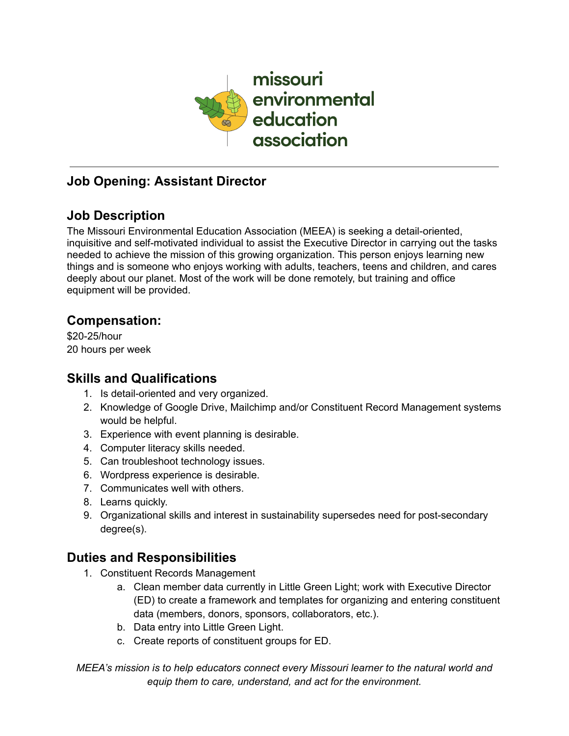missouri environmental education association

---

## Job Opening: Assistant Director

## Job Description

The Missouri Environmental Education Association (MEEA) is seeking a detail-oriented, inquisitive and self-motivated individual to assist the Executive Director in carrying out the tasks needed to achieve the mission of this growing organization. This person enjoys learning new things and is someone who enjoys working with adults, teachers, teens and children, and cares deeply about our planet. Most of the work will be done remotely, but training and office equipment will be provided.

## Compensation:

$20-25/hour
20 hours per week

## Skills and Qualifications

1. Is detail-oriented and very organized.
2. Knowledge of Google Drive, Mailchimp and/or Constituent Record Management systems would be helpful.
3. Experience with event planning is desirable.
4. Computer literacy skills needed.
5. Can troubleshoot technology issues.
6. Wordpress experience is desirable.
7. Communicates well with others.
8. Learns quickly.
9. Organizational skills and interest in sustainability supersedes need for post-secondary degree(s).

## Duties and Responsibilities

1. Constituent Records Management
   a. Clean member data currently in Little Green Light; work with Executive Director (ED) to create a framework and templates for organizing and entering constituent data (members, donors, sponsors, collaborators, etc.).
   b. Data entry into Little Green Light.
   c. Create reports of constituent groups for ED.

*MEEA's mission is to help educators connect every Missouri learner to the natural world and equip them to care, understand, and act for the environment.*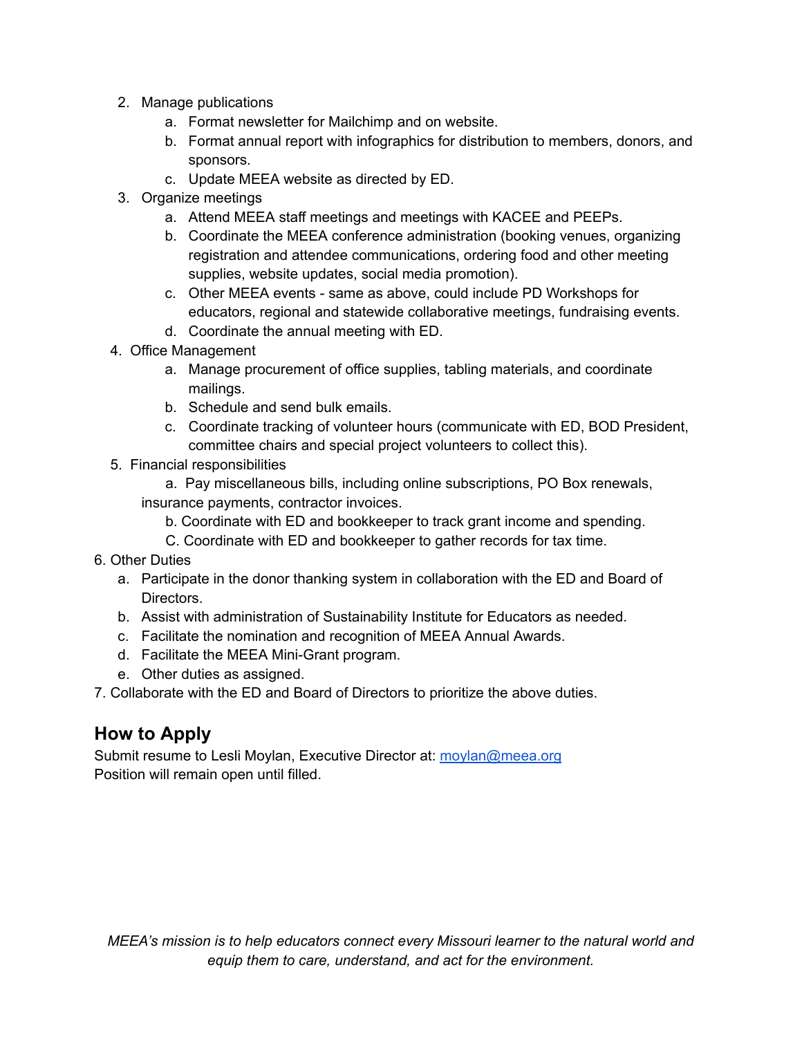2. Manage publications
    a. Format newsletter for Mailchimp and on website.
    b. Format annual report with infographics for distribution to members, donors, and sponsors.
    c. Update MEEA website as directed by ED.
3. Organize meetings
    a. Attend MEEA staff meetings and meetings with KACEE and PEEPs.
    b. Coordinate the MEEA conference administration (booking venues, organizing registration and attendee communications, ordering food and other meeting supplies, website updates, social media promotion).
    c. Other MEEA events - same as above, could include PD Workshops for educators, regional and statewide collaborative meetings, fundraising events.
    d. Coordinate the annual meeting with ED.
4. Office Management
    a. Manage procurement of office supplies, tabling materials, and coordinate mailings.
    b. Schedule and send bulk emails.
    c. Coordinate tracking of volunteer hours (communicate with ED, BOD President, committee chairs and special project volunteers to collect this).
5. Financial responsibilities
    a. Pay miscellaneous bills, including online subscriptions, PO Box renewals, insurance payments, contractor invoices.
    b. Coordinate with ED and bookkeeper to track grant income and spending.
    C. Coordinate with ED and bookkeeper to gather records for tax time.
6. Other Duties
    a. Participate in the donor thanking system in collaboration with the ED and Board of Directors.
    b. Assist with administration of Sustainability Institute for Educators as needed.
    c. Facilitate the nomination and recognition of MEEA Annual Awards.
    d. Facilitate the MEEA Mini-Grant program.
    e. Other duties as assigned.
7. Collaborate with the ED and Board of Directors to prioritize the above duties.

## How to Apply

Submit resume to Lesli Moylan, Executive Director at: moylan@meea.org
Position will remain open until filled.

*MEEA's mission is to help educators connect every Missouri learner to the natural world and equip them to care, understand, and act for the environment.*